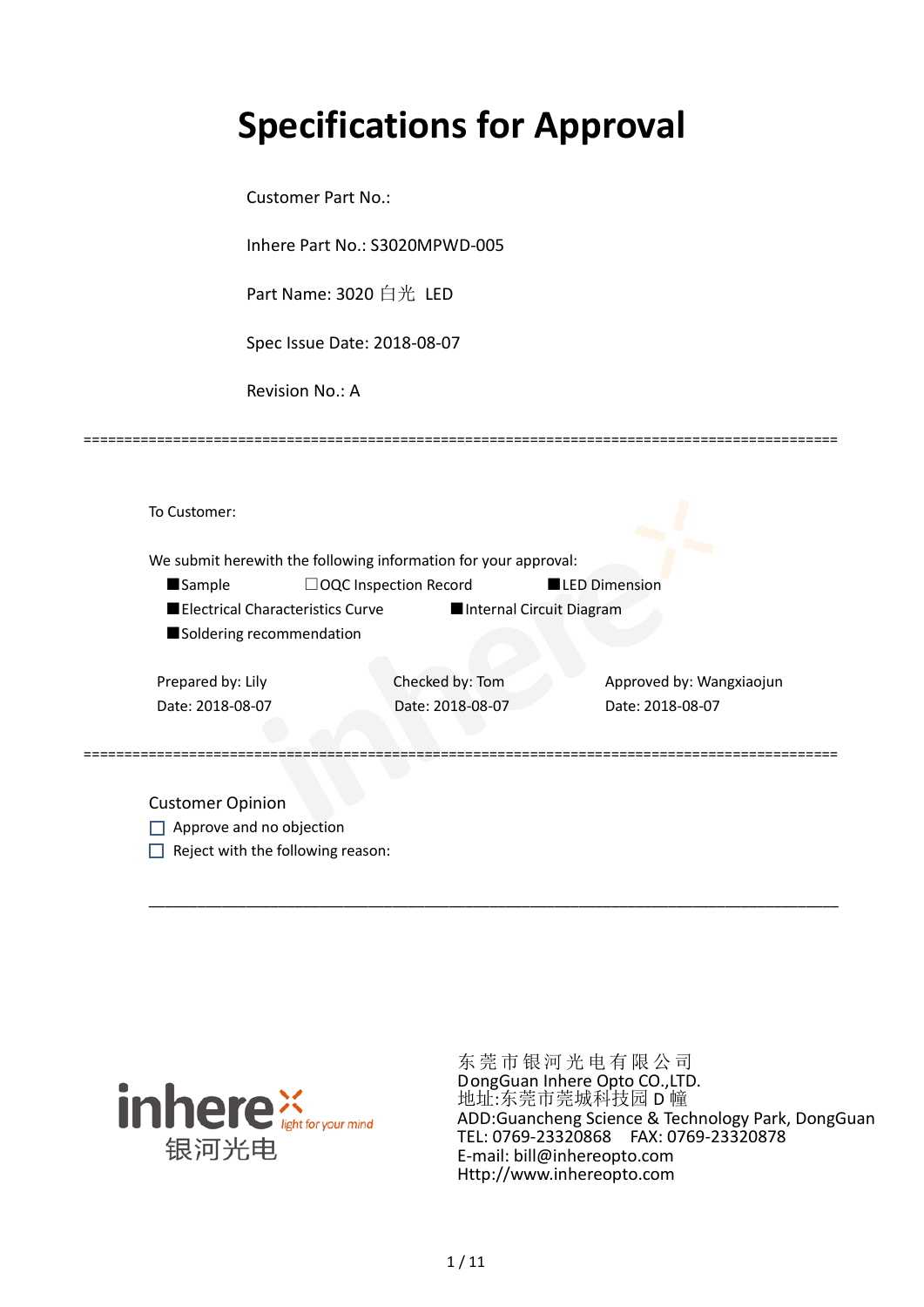# Specifications for Approval

Customer Part No.:

Inhere Part No.: S3020MPWD-005

Part Name: 3020 白光 LED

Spec Issue Date: 2018-08-07

Revision No.: A

==========================================================================================

To Customer:

We submit herewith the following information for your approval:

■Sample　　　□OQC Inspection Record　　　■LED Dimension

■Electrical Characteristics Curve　　　■Internal Circuit Diagram

■Soldering recommendation

| Prepared by: Lily | Checked by: Tom | Approved by: Wangxiaojun |
|---|---|---|
| Date: 2018-08-07 | Date: 2018-08-07 | Date: 2018-08-07 |

==========================================================================================

Customer Opinion

☐ Approve and no objection

☐ Reject with the following reason:

___________________________________________________________________________

inhere light for your mind
银河光电

东莞市银河光电有限公司
DongGuan Inhere Opto CO.,LTD.
地址:东莞市莞城科技园 D 幢
ADD:Guancheng Science & Technology Park, DongGuan
TEL: 0769-23320868　FAX: 0769-23320878
E-mail: bill@inhereopto.com
Http://www.inhereopto.com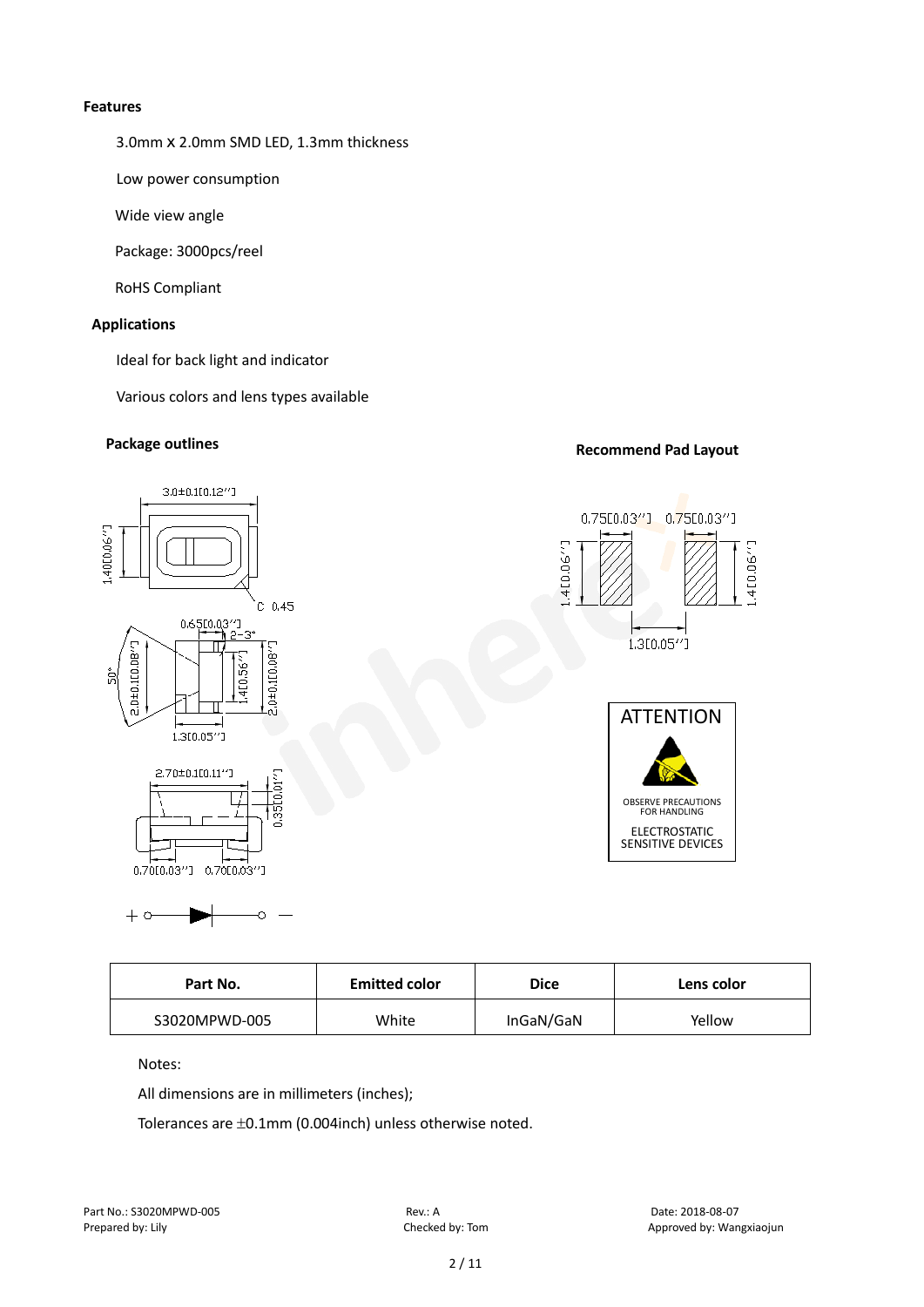**Features**

3.0mm X 2.0mm SMD LED, 1.3mm thickness

Low power consumption

Wide view angle

Package: 3000pcs/reel

RoHS Compliant

**Applications**

Ideal for back light and indicator

Various colors and lens types available

**Package outlines**

**Recommend Pad Layout**

| Part No. | Emitted color | Dice | Lens color |
|---|---|---|---|
| S3020MPWD-005 | White | InGaN/GaN | Yellow |

Notes:

All dimensions are in millimeters (inches);

Tolerances are ±0.1mm (0.004inch) unless otherwise noted.

Part No.: S3020MPWD-005 Rev.: A Date: 2018-08-07

Prepared by: Lily Checked by: Tom Approved by: Wangxiaojun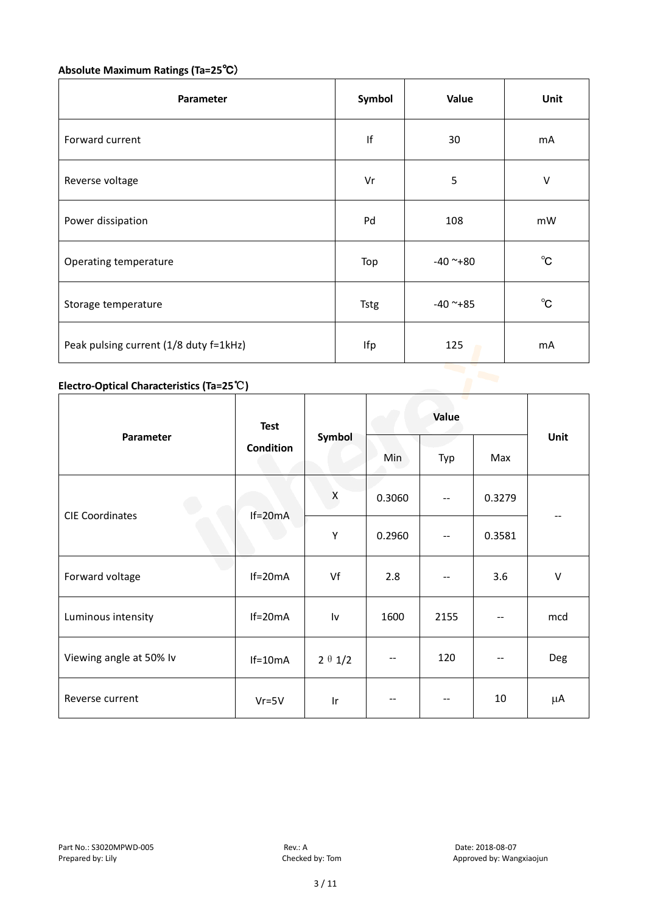**Absolute Maximum Ratings (Ta=25℃)**

| Parameter | Symbol | Value | Unit |
|---|---|---|---|
| Forward current | If | 30 | mA |
| Reverse voltage | Vr | 5 | V |
| Power dissipation | Pd | 108 | mW |
| Operating temperature | Top | -40 ~+80 | ℃ |
| Storage temperature | Tstg | -40 ~+85 | ℃ |
| Peak pulsing current (1/8 duty f=1kHz) | Ifp | 125 | mA |

**Electro-Optical Characteristics (Ta=25℃)**

| Parameter | Test Condition | Symbol | Value | | | Unit |
|---|---|---|---|---|---|---|
| | | | Min | Typ | Max | |
| CIE Coordinates | If=20mA | X | 0.3060 | -- | 0.3279 | -- |
| | | Y | 0.2960 | -- | 0.3581 | |
| Forward voltage | If=20mA | Vf | 2.8 | -- | 3.6 | V |
| Luminous intensity | If=20mA | Iv | 1600 | 2155 | -- | mcd |
| Viewing angle at 50% Iv | If=10mA | 2 θ 1/2 | -- | 120 | -- | Deg |
| Reverse current | Vr=5V | Ir | -- | -- | 10 | μA |

Part No.: S3020MPWD-005 Rev.: A Date: 2018-08-07
Prepared by: Lily Checked by: Tom Approved by: Wangxiaojun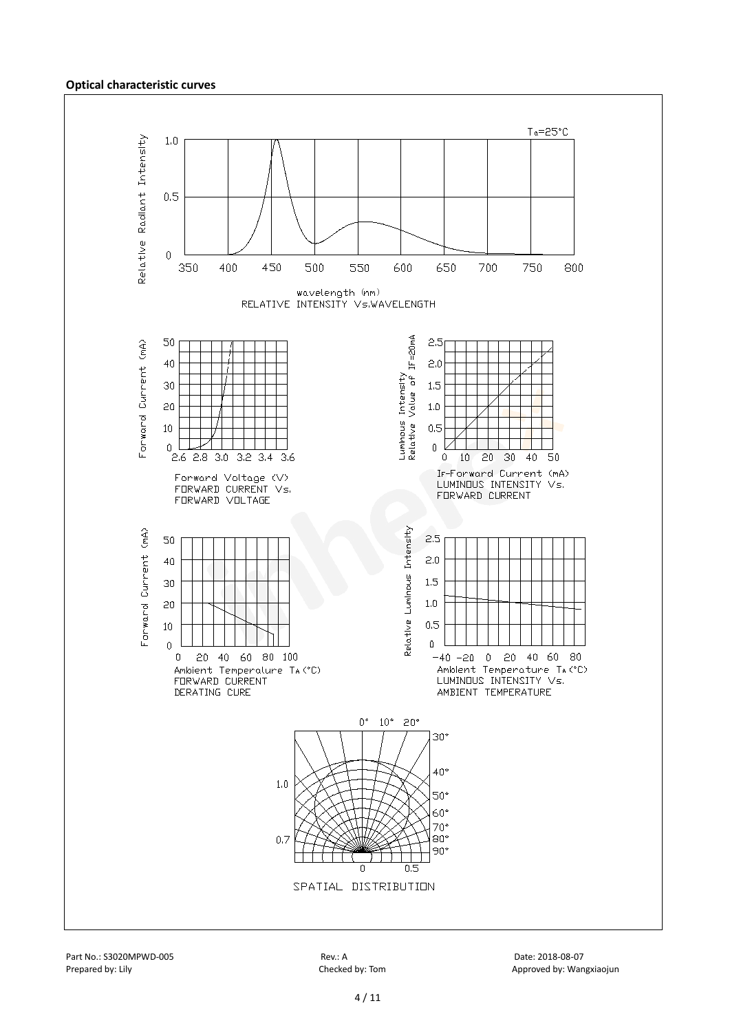**Optical characteristic curves**

$T_a$=25°C

Relative Radiant Intensity

wavelength (nm)
RELATIVE INTENSITY Vs.WAVELENGTH

Forward Current (mA)

Forward Voltage (V)
FORWARD CURRENT Vs. FORWARD VOLTAGE

Luminous Intensity Relative Value of IF=20mA

IF-Forward Current (mA)
LUMINOUS INTENSITY Vs. FORWARD CURRENT

Forward Current (mA)

Ambient Temperature $T_A$ (°C)
FORWARD CURRENT DERATING CURE

Relative Luminous Intensity

Ambient Temperature $T_A$ (°C)
LUMINOUS INTENSITY Vs. AMBIENT TEMPERATURE

SPATIAL DISTRIBUTION

Part No.: S3020MPWD-005 Rev.: A Date: 2018-08-07
Prepared by: Lily Checked by: Tom Approved by: Wangxiaojun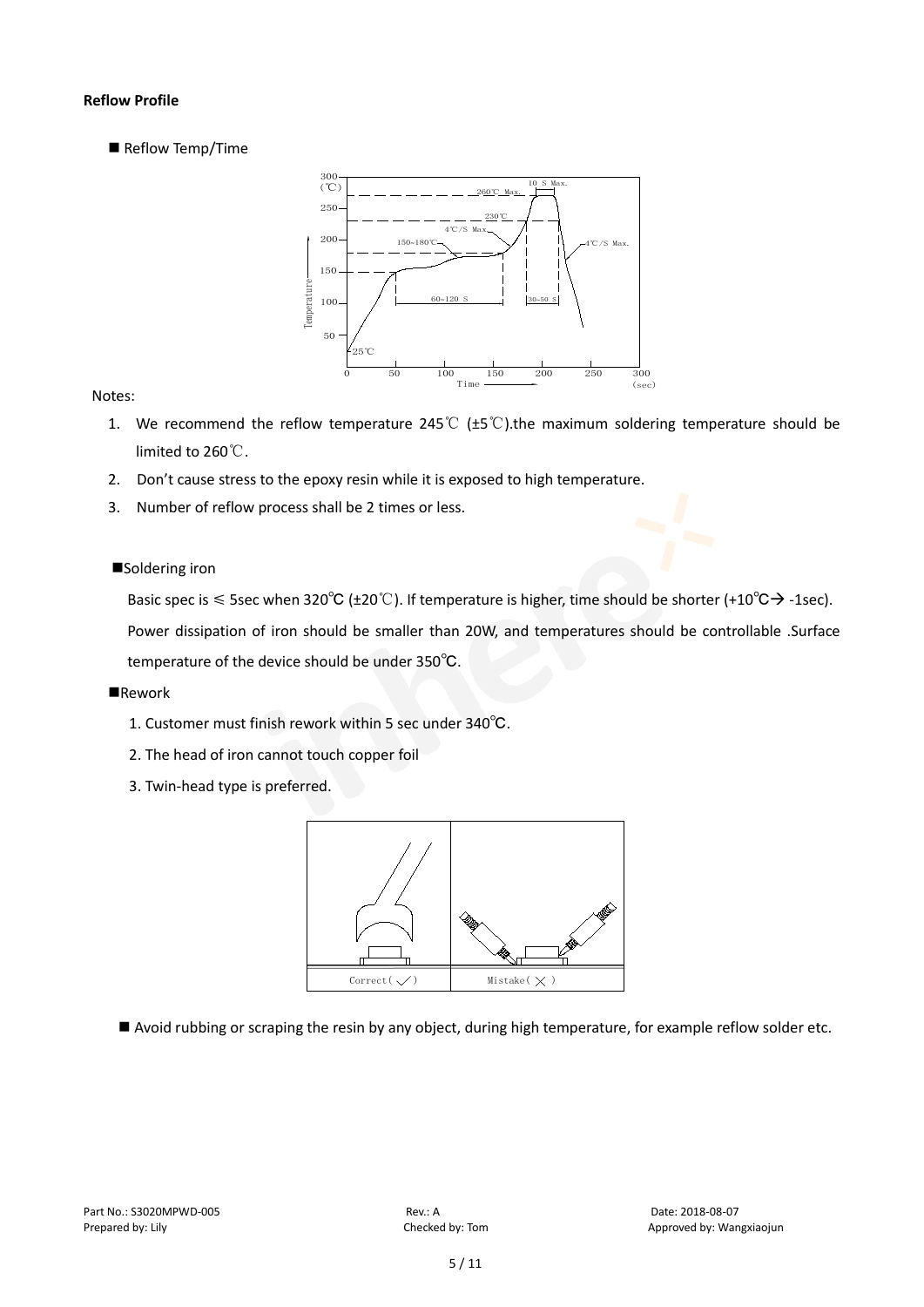**Reflow Profile**

■ Reflow Temp/Time

Notes:

1. We recommend the reflow temperature 245℃ (±5℃).the maximum soldering temperature should be limited to 260℃.
2. Don't cause stress to the epoxy resin while it is exposed to high temperature.
3. Number of reflow process shall be 2 times or less.

■Soldering iron

Basic spec is ≤ 5sec when 320℃ (±20℃). If temperature is higher, time should be shorter (+10℃→ -1sec). Power dissipation of iron should be smaller than 20W, and temperatures should be controllable .Surface temperature of the device should be under 350℃.

■Rework

1. Customer must finish rework within 5 sec under 340℃.
2. The head of iron cannot touch copper foil
3. Twin-head type is preferred.

■ Avoid rubbing or scraping the resin by any object, during high temperature, for example reflow solder etc.

| Part No.: S3020MPWD-005 | Rev.: A | Date: 2018-08-07 |
|---|---|---|
| Prepared by: Lily | Checked by: Tom | Approved by: Wangxiaojun |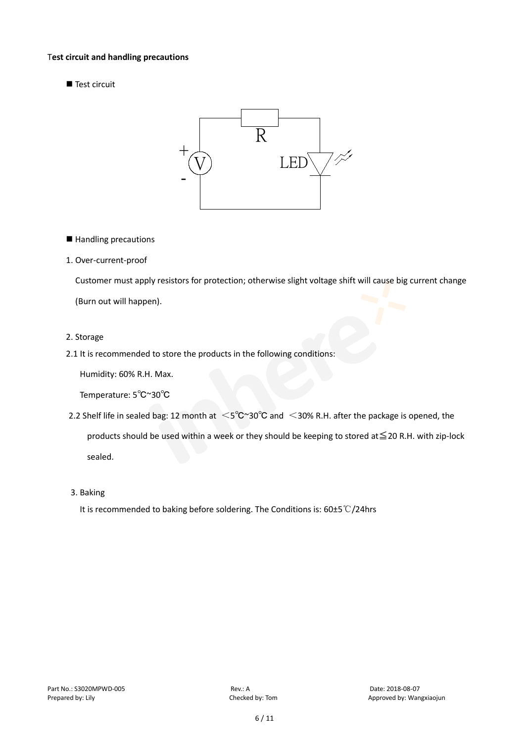**Test circuit and handling precautions**

■ Test circuit

■ Handling precautions

1. Over-current-proof

   Customer must apply resistors for protection; otherwise slight voltage shift will cause big current change (Burn out will happen).

2. Storage

2.1 It is recommended to store the products in the following conditions:

   Humidity: 60% R.H. Max.

   Temperature: 5℃~30℃

2.2 Shelf life in sealed bag: 12 month at ＜5℃~30℃ and ＜30% R.H. after the package is opened, the products should be used within a week or they should be keeping to stored at≦20 R.H. with zip-lock sealed.

3. Baking

   It is recommended to baking before soldering. The Conditions is: 60±5℃/24hrs

Part No.: S3020MPWD-005 Rev.: A Date: 2018-08-07
Prepared by: Lily Checked by: Tom Approved by: Wangxiaojun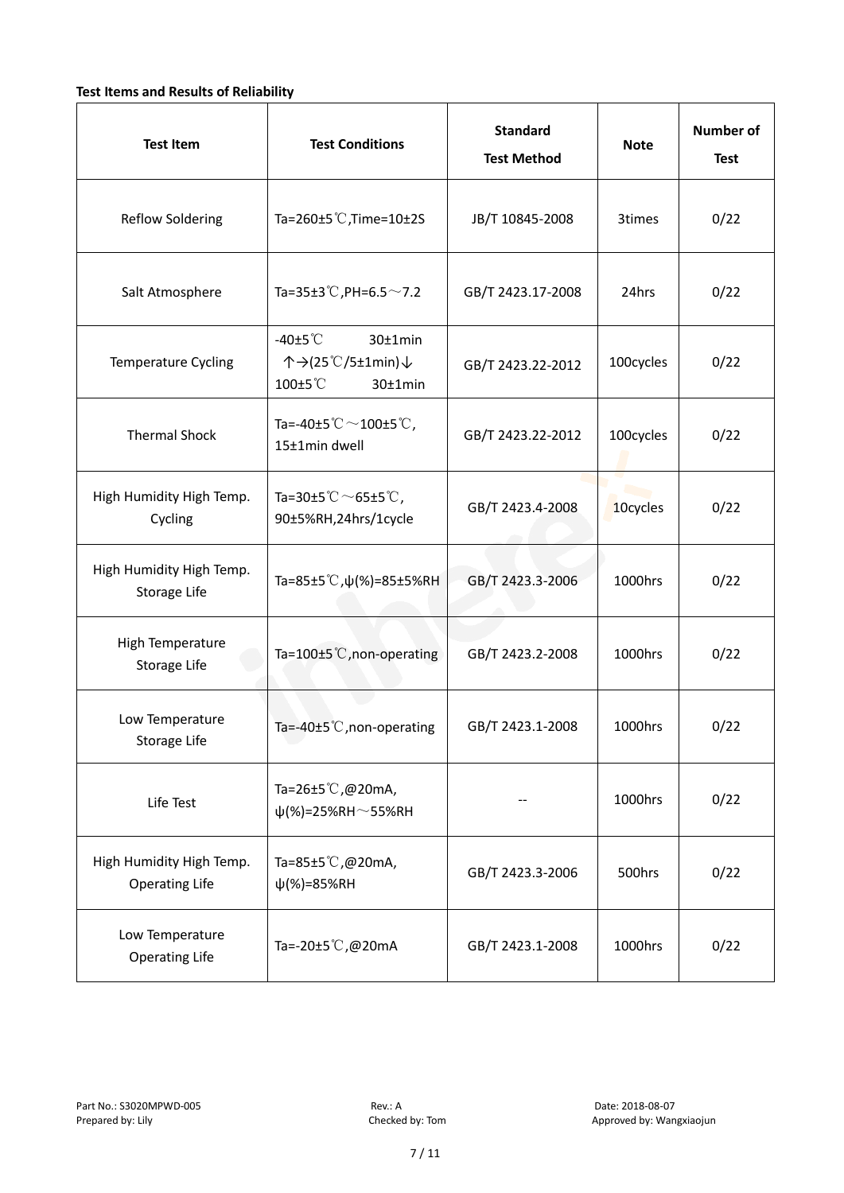**Test Items and Results of Reliability**

| Test Item | Test Conditions | Standard Test Method | Note | Number of Test |
|---|---|---|---|---|
| Reflow Soldering | Ta=260±5℃,Time=10±2S | JB/T 10845-2008 | 3times | 0/22 |
| Salt Atmosphere | Ta=35±3℃,PH=6.5～7.2 | GB/T 2423.17-2008 | 24hrs | 0/22 |
| Temperature Cycling | -40±5℃ 30±1min ↑→(25℃/5±1min)↓ 100±5℃ 30±1min | GB/T 2423.22-2012 | 100cycles | 0/22 |
| Thermal Shock | Ta=-40±5℃～100±5℃, 15±1min dwell | GB/T 2423.22-2012 | 100cycles | 0/22 |
| High Humidity High Temp. Cycling | Ta=30±5℃～65±5℃, 90±5%RH,24hrs/1cycle | GB/T 2423.4-2008 | 10cycles | 0/22 |
| High Humidity High Temp. Storage Life | Ta=85±5℃,ψ(%)=85±5%RH | GB/T 2423.3-2006 | 1000hrs | 0/22 |
| High Temperature Storage Life | Ta=100±5℃,non-operating | GB/T 2423.2-2008 | 1000hrs | 0/22 |
| Low Temperature Storage Life | Ta=-40±5℃,non-operating | GB/T 2423.1-2008 | 1000hrs | 0/22 |
| Life Test | Ta=26±5℃,@20mA, ψ(%)=25%RH～55%RH | -- | 1000hrs | 0/22 |
| High Humidity High Temp. Operating Life | Ta=85±5℃,@20mA, ψ(%)=85%RH | GB/T 2423.3-2006 | 500hrs | 0/22 |
| Low Temperature Operating Life | Ta=-20±5℃,@20mA | GB/T 2423.1-2008 | 1000hrs | 0/22 |

Part No.: S3020MPWD-005　　Rev.: A　　Date: 2018-08-07
Prepared by: Lily　　Checked by: Tom　　Approved by: Wangxiaojun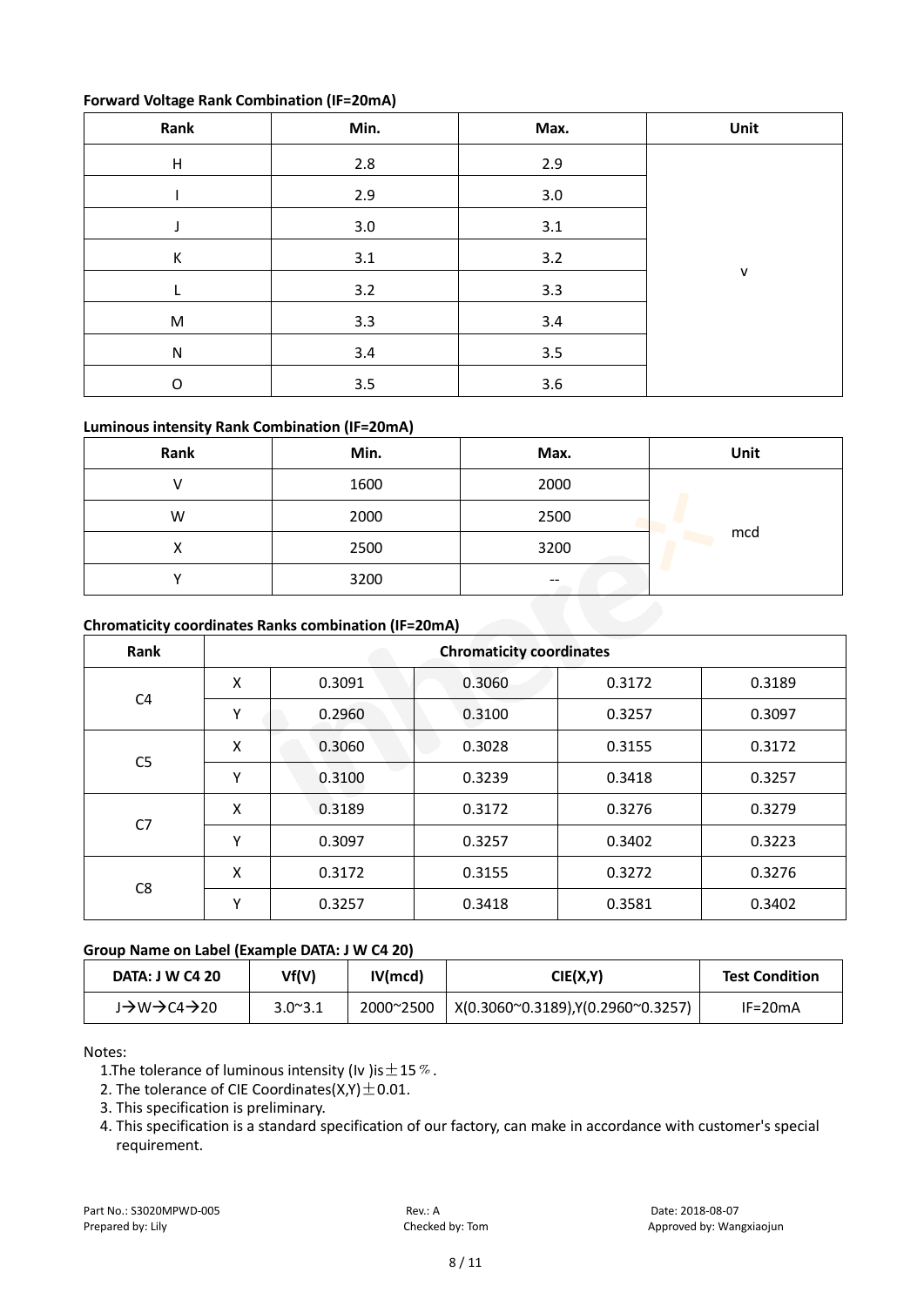**Forward Voltage Rank Combination (IF=20mA)**

| Rank | Min. | Max. | Unit |
|---|---|---|---|
| H | 2.8 | 2.9 | v |
| I | 2.9 | 3.0 | |
| J | 3.0 | 3.1 | |
| K | 3.1 | 3.2 | |
| L | 3.2 | 3.3 | |
| M | 3.3 | 3.4 | |
| N | 3.4 | 3.5 | |
| O | 3.5 | 3.6 | |

**Luminous intensity Rank Combination (IF=20mA)**

| Rank | Min. | Max. | Unit |
|---|---|---|---|
| V | 1600 | 2000 | mcd |
| W | 2000 | 2500 | |
| X | 2500 | 3200 | |
| Y | 3200 | -- | |

**Chromaticity coordinates Ranks combination (IF=20mA)**

| Rank | Chromaticity coordinates | | | | |
|---|---|---|---|---|---|
| C4 | X | 0.3091 | 0.3060 | 0.3172 | 0.3189 |
| | Y | 0.2960 | 0.3100 | 0.3257 | 0.3097 |
| C5 | X | 0.3060 | 0.3028 | 0.3155 | 0.3172 |
| | Y | 0.3100 | 0.3239 | 0.3418 | 0.3257 |
| C7 | X | 0.3189 | 0.3172 | 0.3276 | 0.3279 |
| | Y | 0.3097 | 0.3257 | 0.3402 | 0.3223 |
| C8 | X | 0.3172 | 0.3155 | 0.3272 | 0.3276 |
| | Y | 0.3257 | 0.3418 | 0.3581 | 0.3402 |

**Group Name on Label (Example DATA: J W C4 20)**

| DATA: J W C4 20 | Vf(V) | IV(mcd) | CIE(X,Y) | Test Condition |
|---|---|---|---|---|
| J→W→C4→20 | 3.0~3.1 | 2000~2500 | X(0.3060~0.3189),Y(0.2960~0.3257) | IF=20mA |

Notes:

1. The tolerance of luminous intensity (Iv ) is ±15%.
2. The tolerance of CIE Coordinates(X,Y) ±0.01.
3. This specification is preliminary.
4. This specification is a standard specification of our factory, can make in accordance with customer's special requirement.

Part No.: S3020MPWD-005 Rev.: A Date: 2018-08-07
Prepared by: Lily Checked by: Tom Approved by: Wangxiaojun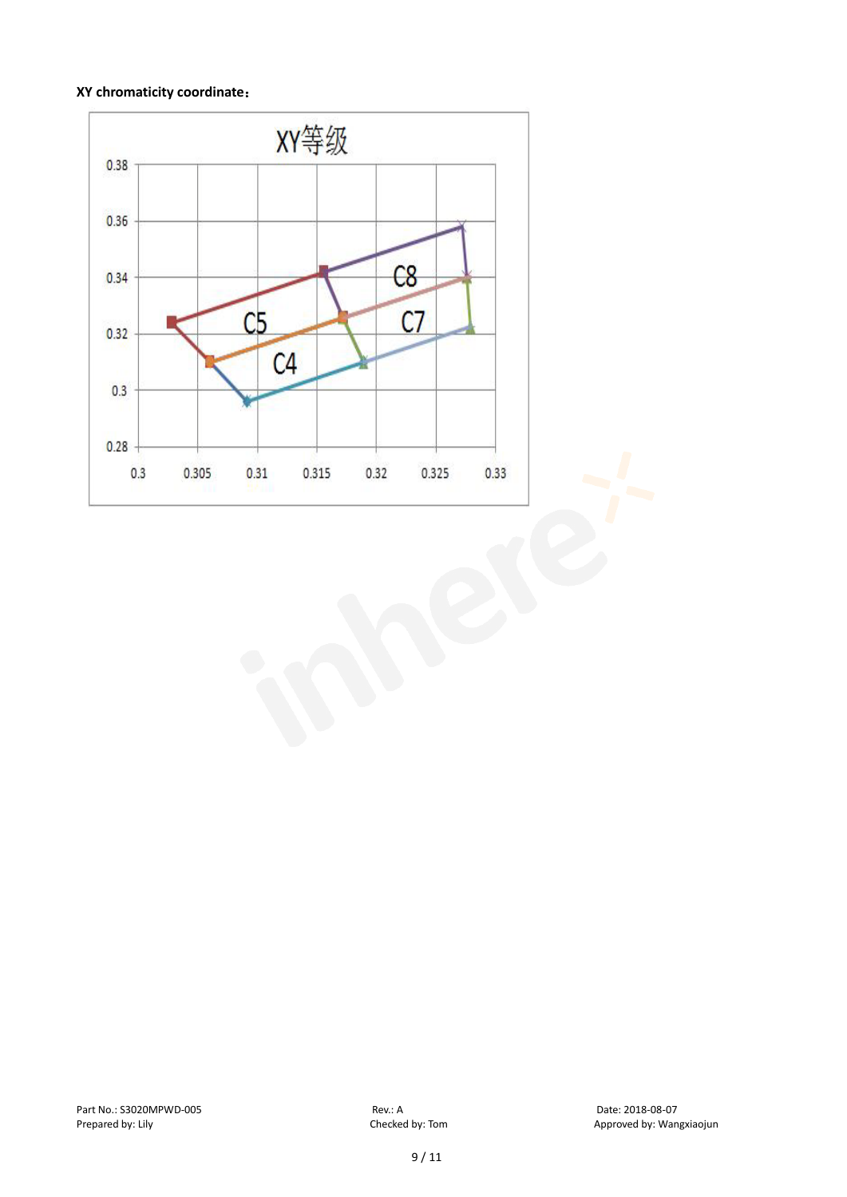**XY chromaticity coordinate：**

XY等级

| | |
|---|---|
| Y axis | 0.28, 0.3, 0.32, 0.34, 0.36, 0.38 |
| X axis | 0.3, 0.305, 0.31, 0.315, 0.32, 0.325, 0.33 |

C8

C5

C7

C4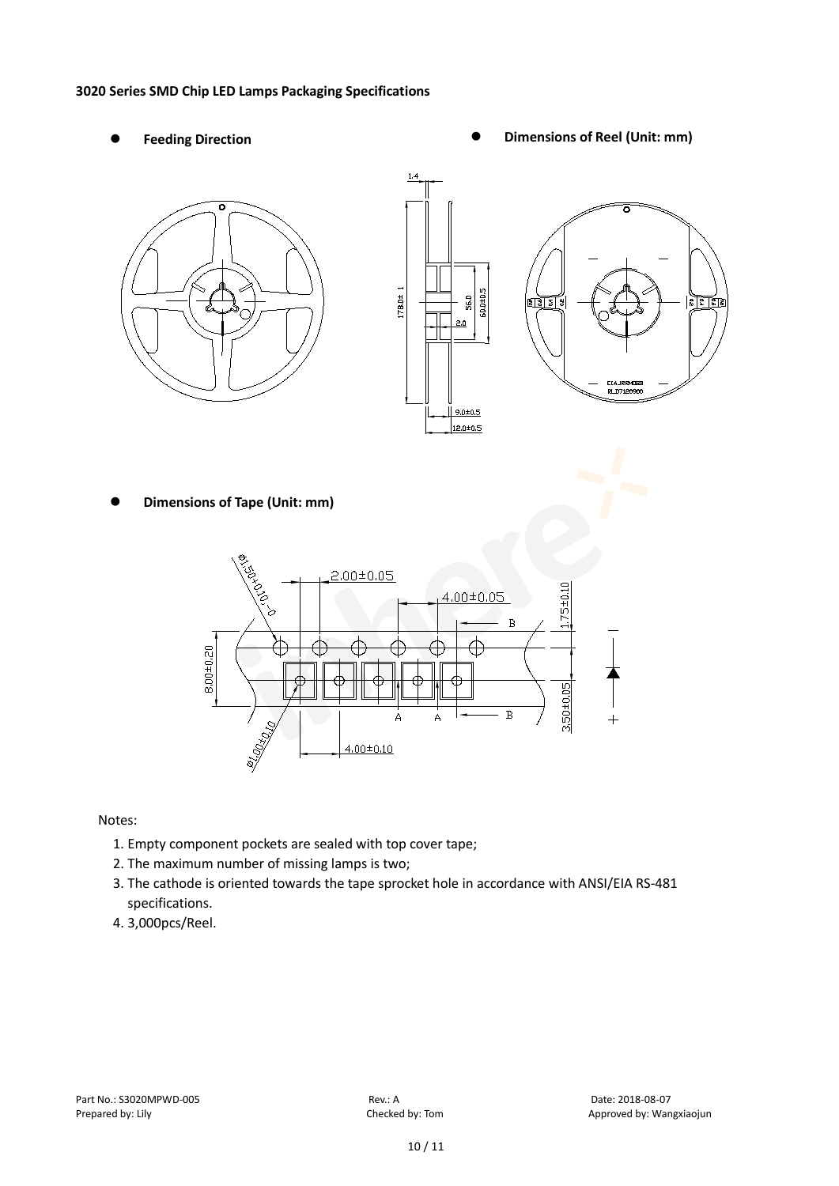**3020 Series SMD Chip LED Lamps Packaging Specifications**

- **Feeding Direction**
- **Dimensions of Reel (Unit: mm)**

- **Dimensions of Tape (Unit: mm)**

Notes:

1. Empty component pockets are sealed with top cover tape;
2. The maximum number of missing lamps is two;
3. The cathode is oriented towards the tape sprocket hole in accordance with ANSI/EIA RS-481 specifications.
4. 3,000pcs/Reel.

Part No.: S3020MPWD-005 Rev.: A Date: 2018-08-07
Prepared by: Lily Checked by: Tom Approved by: Wangxiaojun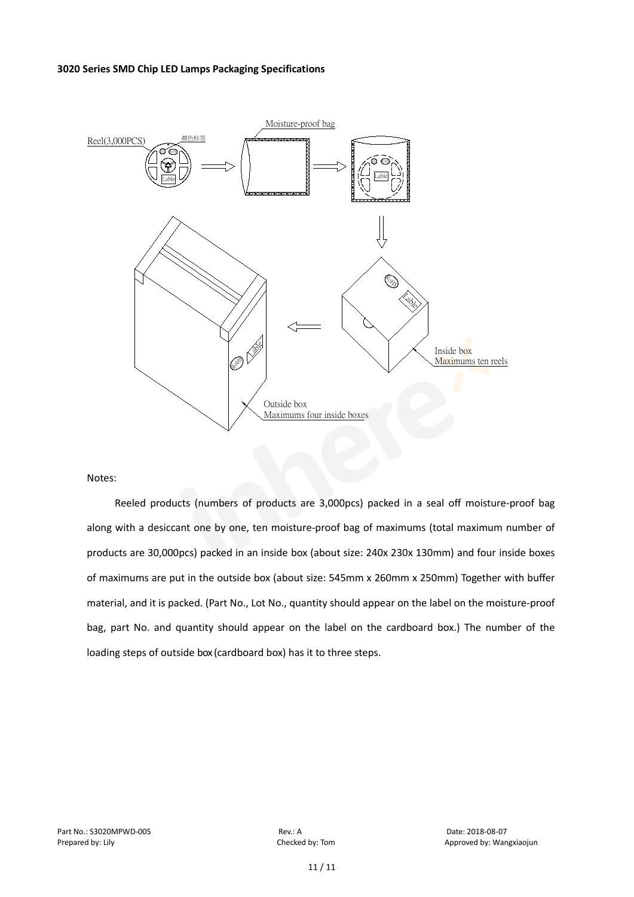**3020 Series SMD Chip LED Lamps Packaging Specifications**

Reel(3,000PCS)

顏色标签

Lable

Moisture-proof bag

Lable

Lable

Inside box
Maximums ten reels

Lable

Outside box
Maximums four inside boxes

Notes:

Reeled products (numbers of products are 3,000pcs) packed in a seal off moisture-proof bag along with a desiccant one by one, ten moisture-proof bag of maximums (total maximum number of products are 30,000pcs) packed in an inside box (about size: 240x 230x 130mm) and four inside boxes of maximums are put in the outside box (about size: 545mm x 260mm x 250mm) Together with buffer material, and it is packed. (Part No., Lot No., quantity should appear on the label on the moisture-proof bag, part No. and quantity should appear on the label on the cardboard box.) The number of the loading steps of outside box (cardboard box) has it to three steps.

Part No.: S3020MPWD-005 Rev.: A Date: 2018-08-07
Prepared by: Lily Checked by: Tom Approved by: Wangxiaojun